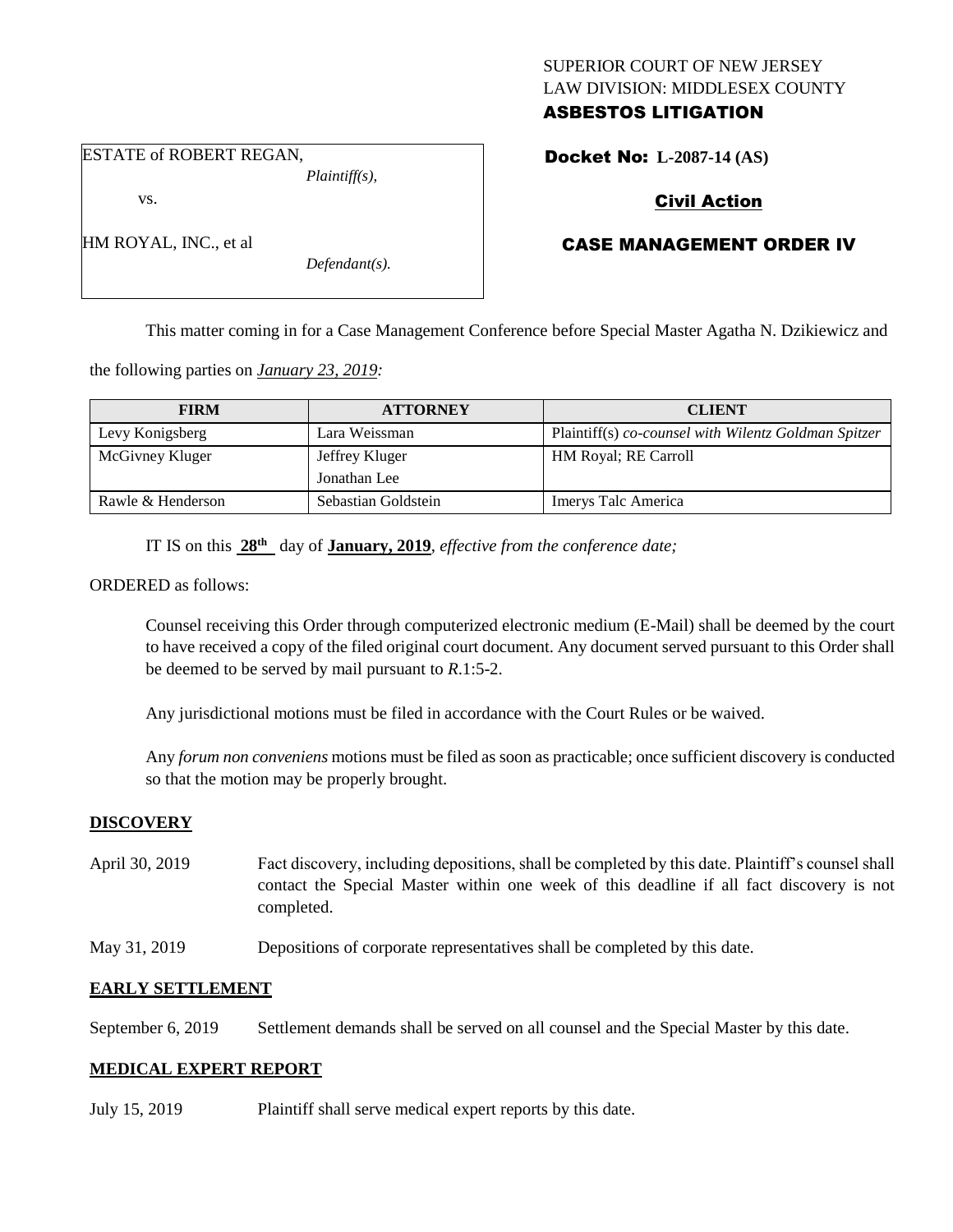SUPERIOR COURT OF NEW JERSEY
LAW DIVISION: MIDDLESEX COUNTY
**ASBESTOS LITIGATION**

ESTATE of ROBERT REGAN,
*Plaintiff(s),*

vs.

HM ROYAL, INC., et al
*Defendant(s).*

**Docket No: L-2087-14 (AS)**

**Civil Action**

**CASE MANAGEMENT ORDER IV**

This matter coming in for a Case Management Conference before Special Master Agatha N. Dzikiewicz and the following parties on *January 23, 2019:*

| FIRM | ATTORNEY | CLIENT |
|---|---|---|
| Levy Konigsberg | Lara Weissman | Plaintiff(s) *co-counsel with Wilentz Goldman Spitzer* |
| McGivney Kluger | Jeffrey Kluger<br>Jonathan Lee | HM Royal; RE Carroll |
| Rawle & Henderson | Sebastian Goldstein | Imerys Talc America |

IT IS on this **28th** day of **January, 2019**, *effective from the conference date;*

ORDERED as follows:

Counsel receiving this Order through computerized electronic medium (E-Mail) shall be deemed by the court to have received a copy of the filed original court document. Any document served pursuant to this Order shall be deemed to be served by mail pursuant to *R*.1:5-2.

Any jurisdictional motions must be filed in accordance with the Court Rules or be waived.

Any *forum non conveniens* motions must be filed as soon as practicable; once sufficient discovery is conducted so that the motion may be properly brought.

## DISCOVERY

April 30, 2019 Fact discovery, including depositions, shall be completed by this date. Plaintiff's counsel shall contact the Special Master within one week of this deadline if all fact discovery is not completed.

May 31, 2019 Depositions of corporate representatives shall be completed by this date.

## EARLY SETTLEMENT

September 6, 2019 Settlement demands shall be served on all counsel and the Special Master by this date.

## MEDICAL EXPERT REPORT

July 15, 2019 Plaintiff shall serve medical expert reports by this date.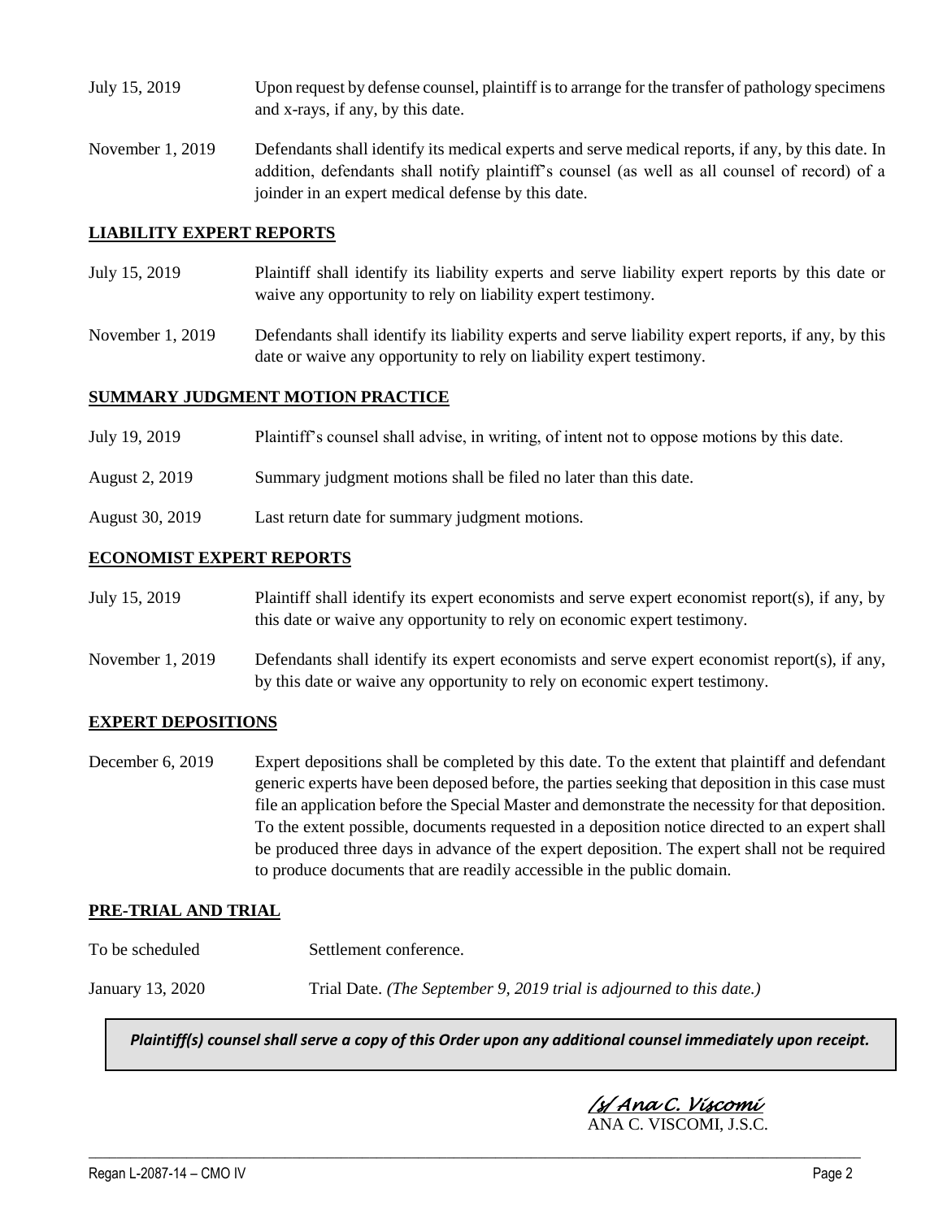| | |
|---|---|
| July 15, 2019 | Upon request by defense counsel, plaintiff is to arrange for the transfer of pathology specimens and x-rays, if any, by this date. |
| November 1, 2019 | Defendants shall identify its medical experts and serve medical reports, if any, by this date. In addition, defendants shall notify plaintiff's counsel (as well as all counsel of record) of a joinder in an expert medical defense by this date. |

## LIABILITY EXPERT REPORTS

| | |
|---|---|
| July 15, 2019 | Plaintiff shall identify its liability experts and serve liability expert reports by this date or waive any opportunity to rely on liability expert testimony. |
| November 1, 2019 | Defendants shall identify its liability experts and serve liability expert reports, if any, by this date or waive any opportunity to rely on liability expert testimony. |

## SUMMARY JUDGMENT MOTION PRACTICE

| | |
|---|---|
| July 19, 2019 | Plaintiff's counsel shall advise, in writing, of intent not to oppose motions by this date. |
| August 2, 2019 | Summary judgment motions shall be filed no later than this date. |
| August 30, 2019 | Last return date for summary judgment motions. |

## ECONOMIST EXPERT REPORTS

| | |
|---|---|
| July 15, 2019 | Plaintiff shall identify its expert economists and serve expert economist report(s), if any, by this date or waive any opportunity to rely on economic expert testimony. |
| November 1, 2019 | Defendants shall identify its expert economists and serve expert economist report(s), if any, by this date or waive any opportunity to rely on economic expert testimony. |

## EXPERT DEPOSITIONS

| | |
|---|---|
| December 6, 2019 | Expert depositions shall be completed by this date. To the extent that plaintiff and defendant generic experts have been deposed before, the parties seeking that deposition in this case must file an application before the Special Master and demonstrate the necessity for that deposition. To the extent possible, documents requested in a deposition notice directed to an expert shall be produced three days in advance of the expert deposition. The expert shall not be required to produce documents that are readily accessible in the public domain. |

## PRE-TRIAL AND TRIAL

| | |
|---|---|
| To be scheduled | Settlement conference. |
| January 13, 2020 | Trial Date. *(The September 9, 2019 trial is adjourned to this date.)* |

***Plaintiff(s) counsel shall serve a copy of this Order upon any additional counsel immediately upon receipt.***

*/s/ Ana C. Viscomi*
ANA C. VISCOMI, J.S.C.

Regan L-2087-14 – CMO IV